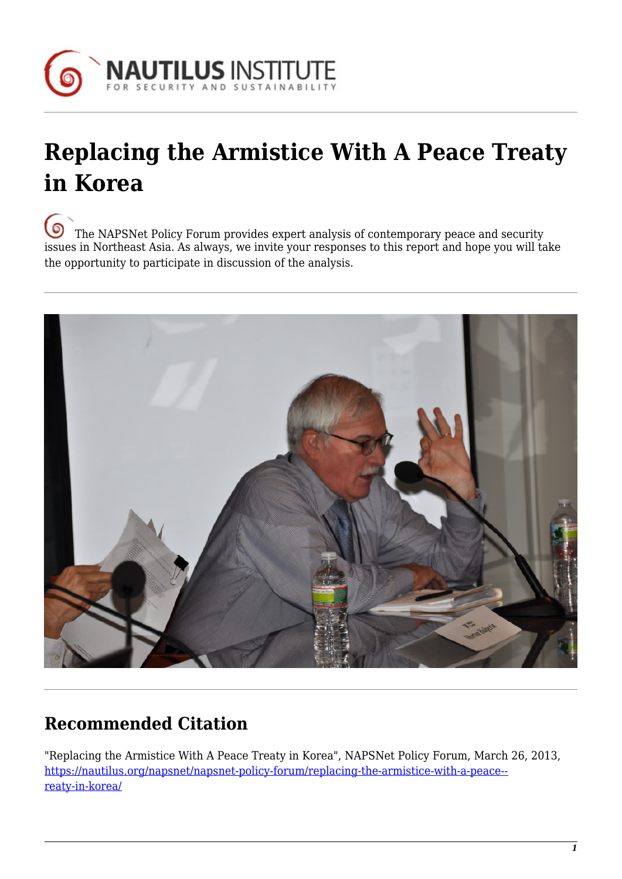# Replacing the Armistice With A Peace Treaty in Korea

The NAPSNet Policy Forum provides expert analysis of contemporary peace and security issues in Northeast Asia. As always, we invite your responses to this report and hope you will take the opportunity to participate in discussion of the analysis.

## Recommended Citation

"Replacing the Armistice With A Peace Treaty in Korea", NAPSNet Policy Forum, March 26, 2013, https://nautilus.org/napsnet/napsnet-policy-forum/replacing-the-armistice-with-a-peace--reaty-in-korea/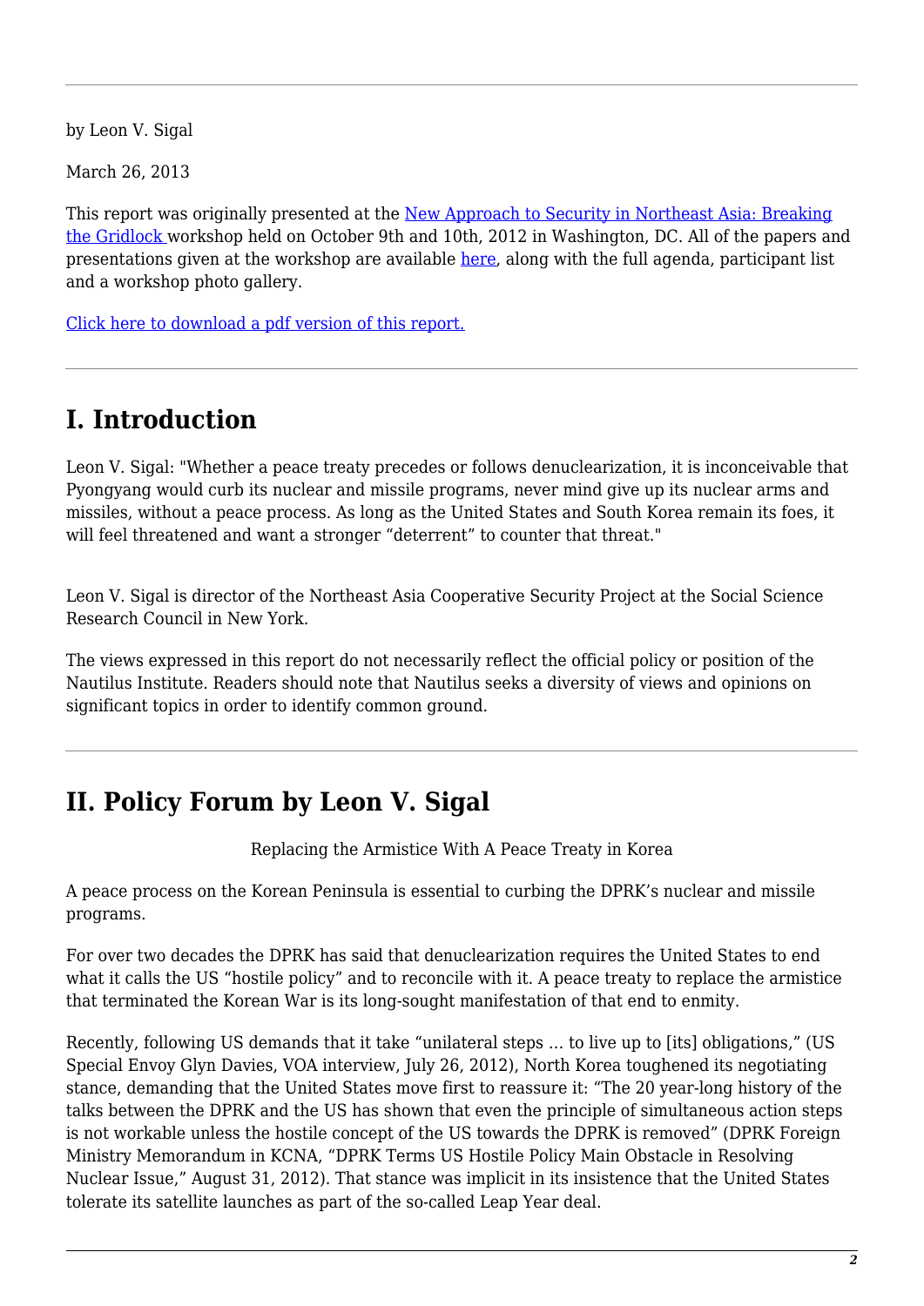by Leon V. Sigal

March 26, 2013

This report was originally presented at the New Approach to Security in Northeast Asia: Breaking the Gridlock workshop held on October 9th and 10th, 2012 in Washington, DC. All of the papers and presentations given at the workshop are available here, along with the full agenda, participant list and a workshop photo gallery.

Click here to download a pdf version of this report.

---

# I. Introduction

Leon V. Sigal: "Whether a peace treaty precedes or follows denuclearization, it is inconceivable that Pyongyang would curb its nuclear and missile programs, never mind give up its nuclear arms and missiles, without a peace process. As long as the United States and South Korea remain its foes, it will feel threatened and want a stronger “deterrent” to counter that threat."

Leon V. Sigal is director of the Northeast Asia Cooperative Security Project at the Social Science Research Council in New York.

The views expressed in this report do not necessarily reflect the official policy or position of the Nautilus Institute. Readers should note that Nautilus seeks a diversity of views and opinions on significant topics in order to identify common ground.

---

# II. Policy Forum by Leon V. Sigal

Replacing the Armistice With A Peace Treaty in Korea

A peace process on the Korean Peninsula is essential to curbing the DPRK’s nuclear and missile programs.

For over two decades the DPRK has said that denuclearization requires the United States to end what it calls the US “hostile policy” and to reconcile with it. A peace treaty to replace the armistice that terminated the Korean War is its long-sought manifestation of that end to enmity.

Recently, following US demands that it take “unilateral steps … to live up to [its] obligations,” (US Special Envoy Glyn Davies, VOA interview, July 26, 2012), North Korea toughened its negotiating stance, demanding that the United States move first to reassure it: “The 20 year-long history of the talks between the DPRK and the US has shown that even the principle of simultaneous action steps is not workable unless the hostile concept of the US towards the DPRK is removed” (DPRK Foreign Ministry Memorandum in KCNA, “DPRK Terms US Hostile Policy Main Obstacle in Resolving Nuclear Issue,” August 31, 2012). That stance was implicit in its insistence that the United States tolerate its satellite launches as part of the so-called Leap Year deal.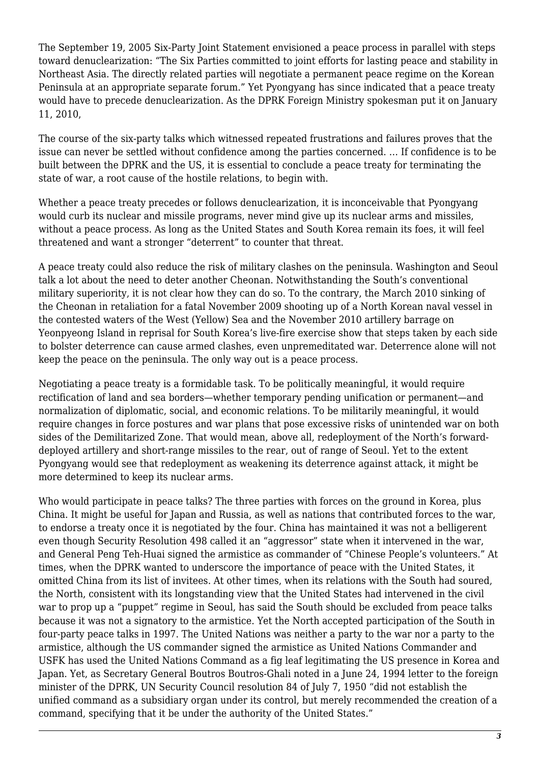The September 19, 2005 Six-Party Joint Statement envisioned a peace process in parallel with steps toward denuclearization: "The Six Parties committed to joint efforts for lasting peace and stability in Northeast Asia. The directly related parties will negotiate a permanent peace regime on the Korean Peninsula at an appropriate separate forum." Yet Pyongyang has since indicated that a peace treaty would have to precede denuclearization. As the DPRK Foreign Ministry spokesman put it on January 11, 2010,

The course of the six-party talks which witnessed repeated frustrations and failures proves that the issue can never be settled without confidence among the parties concerned. … If confidence is to be built between the DPRK and the US, it is essential to conclude a peace treaty for terminating the state of war, a root cause of the hostile relations, to begin with.

Whether a peace treaty precedes or follows denuclearization, it is inconceivable that Pyongyang would curb its nuclear and missile programs, never mind give up its nuclear arms and missiles, without a peace process. As long as the United States and South Korea remain its foes, it will feel threatened and want a stronger "deterrent" to counter that threat.

A peace treaty could also reduce the risk of military clashes on the peninsula. Washington and Seoul talk a lot about the need to deter another Cheonan. Notwithstanding the South's conventional military superiority, it is not clear how they can do so. To the contrary, the March 2010 sinking of the Cheonan in retaliation for a fatal November 2009 shooting up of a North Korean naval vessel in the contested waters of the West (Yellow) Sea and the November 2010 artillery barrage on Yeonpyeong Island in reprisal for South Korea's live-fire exercise show that steps taken by each side to bolster deterrence can cause armed clashes, even unpremeditated war. Deterrence alone will not keep the peace on the peninsula. The only way out is a peace process.

Negotiating a peace treaty is a formidable task. To be politically meaningful, it would require rectification of land and sea borders—whether temporary pending unification or permanent—and normalization of diplomatic, social, and economic relations. To be militarily meaningful, it would require changes in force postures and war plans that pose excessive risks of unintended war on both sides of the Demilitarized Zone. That would mean, above all, redeployment of the North's forward-deployed artillery and short-range missiles to the rear, out of range of Seoul. Yet to the extent Pyongyang would see that redeployment as weakening its deterrence against attack, it might be more determined to keep its nuclear arms.

Who would participate in peace talks? The three parties with forces on the ground in Korea, plus China. It might be useful for Japan and Russia, as well as nations that contributed forces to the war, to endorse a treaty once it is negotiated by the four. China has maintained it was not a belligerent even though Security Resolution 498 called it an "aggressor" state when it intervened in the war, and General Peng Teh-Huai signed the armistice as commander of "Chinese People's volunteers." At times, when the DPRK wanted to underscore the importance of peace with the United States, it omitted China from its list of invitees. At other times, when its relations with the South had soured, the North, consistent with its longstanding view that the United States had intervened in the civil war to prop up a "puppet" regime in Seoul, has said the South should be excluded from peace talks because it was not a signatory to the armistice. Yet the North accepted participation of the South in four-party peace talks in 1997. The United Nations was neither a party to the war nor a party to the armistice, although the US commander signed the armistice as United Nations Commander and USFK has used the United Nations Command as a fig leaf legitimating the US presence in Korea and Japan. Yet, as Secretary General Boutros Boutros-Ghali noted in a June 24, 1994 letter to the foreign minister of the DPRK, UN Security Council resolution 84 of July 7, 1950 "did not establish the unified command as a subsidiary organ under its control, but merely recommended the creation of a command, specifying that it be under the authority of the United States."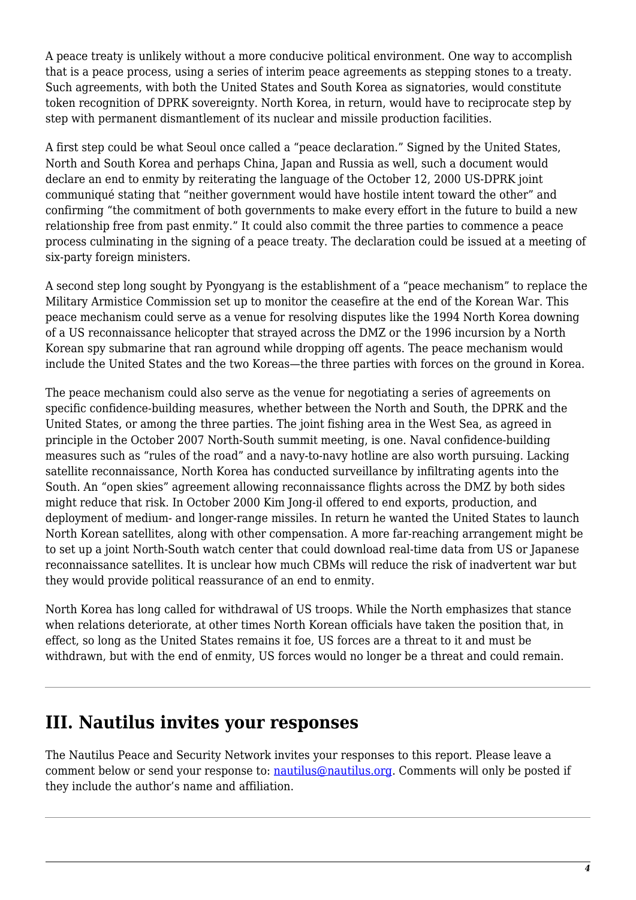A peace treaty is unlikely without a more conducive political environment. One way to accomplish that is a peace process, using a series of interim peace agreements as stepping stones to a treaty. Such agreements, with both the United States and South Korea as signatories, would constitute token recognition of DPRK sovereignty. North Korea, in return, would have to reciprocate step by step with permanent dismantlement of its nuclear and missile production facilities.

A first step could be what Seoul once called a "peace declaration." Signed by the United States, North and South Korea and perhaps China, Japan and Russia as well, such a document would declare an end to enmity by reiterating the language of the October 12, 2000 US-DPRK joint communiqué stating that "neither government would have hostile intent toward the other" and confirming "the commitment of both governments to make every effort in the future to build a new relationship free from past enmity." It could also commit the three parties to commence a peace process culminating in the signing of a peace treaty. The declaration could be issued at a meeting of six-party foreign ministers.

A second step long sought by Pyongyang is the establishment of a "peace mechanism" to replace the Military Armistice Commission set up to monitor the ceasefire at the end of the Korean War. This peace mechanism could serve as a venue for resolving disputes like the 1994 North Korea downing of a US reconnaissance helicopter that strayed across the DMZ or the 1996 incursion by a North Korean spy submarine that ran aground while dropping off agents. The peace mechanism would include the United States and the two Koreas—the three parties with forces on the ground in Korea.

The peace mechanism could also serve as the venue for negotiating a series of agreements on specific confidence-building measures, whether between the North and South, the DPRK and the United States, or among the three parties. The joint fishing area in the West Sea, as agreed in principle in the October 2007 North-South summit meeting, is one. Naval confidence-building measures such as "rules of the road" and a navy-to-navy hotline are also worth pursuing. Lacking satellite reconnaissance, North Korea has conducted surveillance by infiltrating agents into the South. An "open skies" agreement allowing reconnaissance flights across the DMZ by both sides might reduce that risk. In October 2000 Kim Jong-il offered to end exports, production, and deployment of medium- and longer-range missiles. In return he wanted the United States to launch North Korean satellites, along with other compensation. A more far-reaching arrangement might be to set up a joint North-South watch center that could download real-time data from US or Japanese reconnaissance satellites. It is unclear how much CBMs will reduce the risk of inadvertent war but they would provide political reassurance of an end to enmity.

North Korea has long called for withdrawal of US troops. While the North emphasizes that stance when relations deteriorate, at other times North Korean officials have taken the position that, in effect, so long as the United States remains it foe, US forces are a threat to it and must be withdrawn, but with the end of enmity, US forces would no longer be a threat and could remain.

---

## III. Nautilus invites your responses

The Nautilus Peace and Security Network invites your responses to this report. Please leave a comment below or send your response to: nautilus@nautilus.org. Comments will only be posted if they include the author's name and affiliation.

---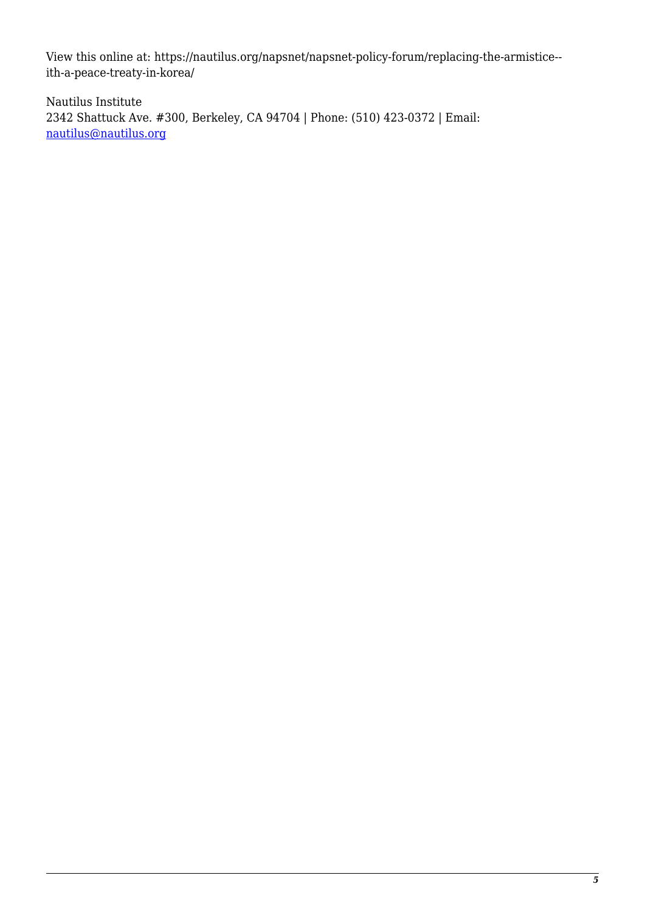View this online at: https://nautilus.org/napsnet/napsnet-policy-forum/replacing-the-armistice--ith-a-peace-treaty-in-korea/

Nautilus Institute
2342 Shattuck Ave. #300, Berkeley, CA 94704 | Phone: (510) 423-0372 | Email: nautilus@nautilus.org